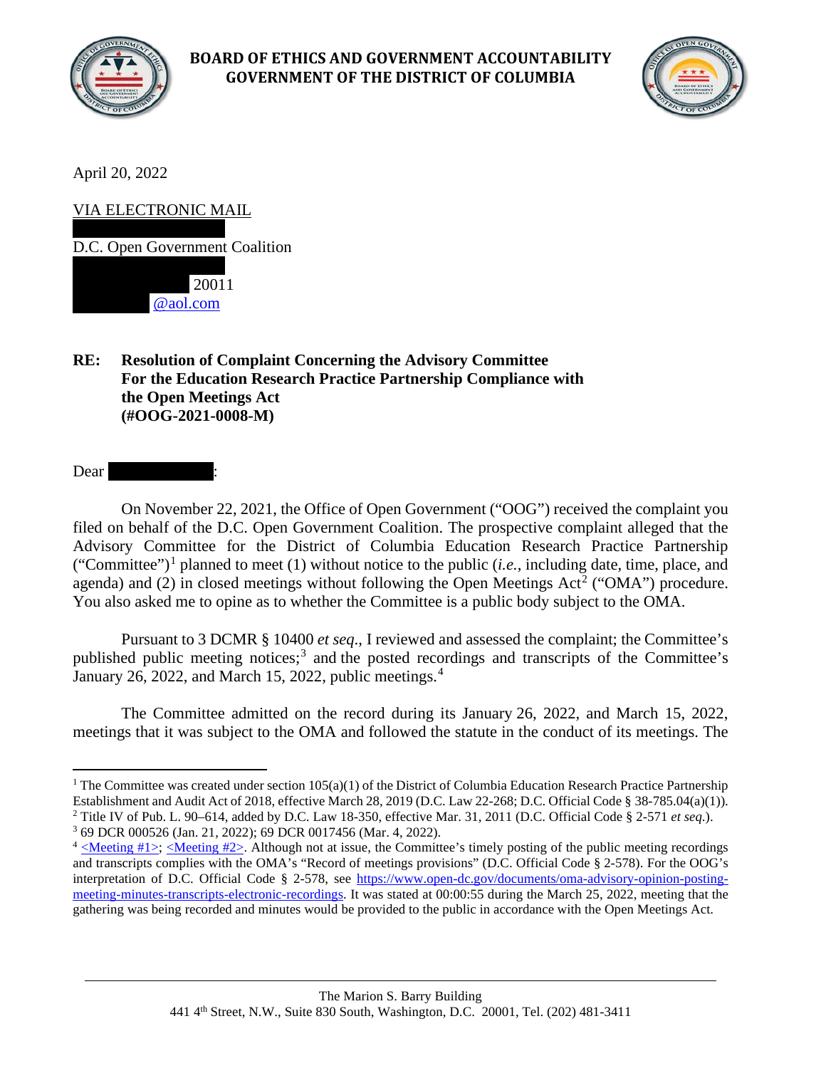**BOARD OF ETHICS AND GOVERNMENT ACCOUNTABILITY**
**GOVERNMENT OF THE DISTRICT OF COLUMBIA**

April 20, 2022

VIA ELECTRONIC MAIL

D.C. Open Government Coalition

20011
@aol.com

**RE: Resolution of Complaint Concerning the Advisory Committee For the Education Research Practice Partnership Compliance with the Open Meetings Act (#OOG-2021-0008-M)**

Dear :

On November 22, 2021, the Office of Open Government ("OOG") received the complaint you filed on behalf of the D.C. Open Government Coalition. The prospective complaint alleged that the Advisory Committee for the District of Columbia Education Research Practice Partnership ("Committee")[1] planned to meet (1) without notice to the public (*i.e.*, including date, time, place, and agenda) and (2) in closed meetings without following the Open Meetings Act[2] ("OMA") procedure. You also asked me to opine as to whether the Committee is a public body subject to the OMA.

Pursuant to 3 DCMR § 10400 *et seq*., I reviewed and assessed the complaint; the Committee's published public meeting notices;[3] and the posted recordings and transcripts of the Committee's January 26, 2022, and March 15, 2022, public meetings.[4]

The Committee admitted on the record during its January 26, 2022, and March 15, 2022, meetings that it was subject to the OMA and followed the statute in the conduct of its meetings. The

---

[1] The Committee was created under section 105(a)(1) of the District of Columbia Education Research Practice Partnership Establishment and Audit Act of 2018, effective March 28, 2019 (D.C. Law 22-268; D.C. Official Code § 38-785.04(a)(1)).

[2] Title IV of Pub. L. 90–614, added by D.C. Law 18-350, effective Mar. 31, 2011 (D.C. Official Code § 2-571 *et seq.*).

[3] 69 DCR 000526 (Jan. 21, 2022); 69 DCR 0017456 (Mar. 4, 2022).

[4] <Meeting #1>; <Meeting #2>. Although not at issue, the Committee's timely posting of the public meeting recordings and transcripts complies with the OMA's "Record of meetings provisions" (D.C. Official Code § 2-578). For the OOG's interpretation of D.C. Official Code § 2-578, see https://www.open-dc.gov/documents/oma-advisory-opinion-posting-meeting-minutes-transcripts-electronic-recordings. It was stated at 00:00:55 during the March 25, 2022, meeting that the gathering was being recorded and minutes would be provided to the public in accordance with the Open Meetings Act.

---

The Marion S. Barry Building
441 4th Street, N.W., Suite 830 South, Washington, D.C. 20001, Tel. (202) 481-3411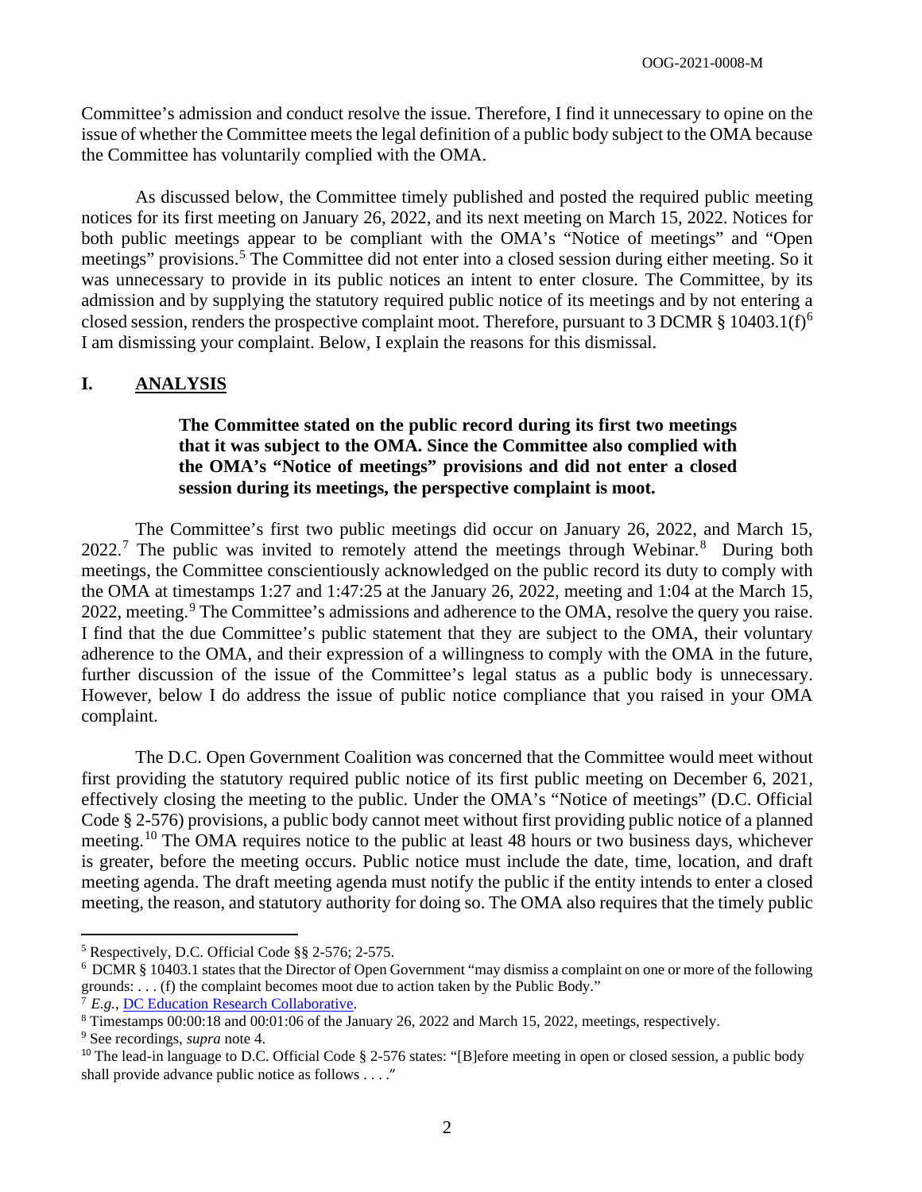Committee's admission and conduct resolve the issue. Therefore, I find it unnecessary to opine on the issue of whether the Committee meets the legal definition of a public body subject to the OMA because the Committee has voluntarily complied with the OMA.

As discussed below, the Committee timely published and posted the required public meeting notices for its first meeting on January 26, 2022, and its next meeting on March 15, 2022. Notices for both public meetings appear to be compliant with the OMA's "Notice of meetings" and "Open meetings" provisions.[5] The Committee did not enter into a closed session during either meeting. So it was unnecessary to provide in its public notices an intent to enter closure. The Committee, by its admission and by supplying the statutory required public notice of its meetings and by not entering a closed session, renders the prospective complaint moot. Therefore, pursuant to 3 DCMR § 10403.1(f)[6] I am dismissing your complaint. Below, I explain the reasons for this dismissal.

## I. ANALYSIS

**The Committee stated on the public record during its first two meetings that it was subject to the OMA. Since the Committee also complied with the OMA's "Notice of meetings" provisions and did not enter a closed session during its meetings, the perspective complaint is moot.**

The Committee's first two public meetings did occur on January 26, 2022, and March 15, 2022.[7] The public was invited to remotely attend the meetings through Webinar.[8] During both meetings, the Committee conscientiously acknowledged on the public record its duty to comply with the OMA at timestamps 1:27 and 1:47:25 at the January 26, 2022, meeting and 1:04 at the March 15, 2022, meeting.[9] The Committee's admissions and adherence to the OMA, resolve the query you raise. I find that the due Committee's public statement that they are subject to the OMA, their voluntary adherence to the OMA, and their expression of a willingness to comply with the OMA in the future, further discussion of the issue of the Committee's legal status as a public body is unnecessary. However, below I do address the issue of public notice compliance that you raised in your OMA complaint.

The D.C. Open Government Coalition was concerned that the Committee would meet without first providing the statutory required public notice of its first public meeting on December 6, 2021, effectively closing the meeting to the public. Under the OMA's "Notice of meetings" (D.C. Official Code § 2-576) provisions, a public body cannot meet without first providing public notice of a planned meeting.[10] The OMA requires notice to the public at least 48 hours or two business days, whichever is greater, before the meeting occurs. Public notice must include the date, time, location, and draft meeting agenda. The draft meeting agenda must notify the public if the entity intends to enter a closed meeting, the reason, and statutory authority for doing so. The OMA also requires that the timely public

---

[5] Respectively, D.C. Official Code §§ 2-576; 2-575.

[6] DCMR § 10403.1 states that the Director of Open Government "may dismiss a complaint on one or more of the following grounds: . . . (f) the complaint becomes moot due to action taken by the Public Body."

[7] *E.g.*, DC Education Research Collaborative.

[8] Timestamps 00:00:18 and 00:01:06 of the January 26, 2022 and March 15, 2022, meetings, respectively.

[9] See recordings, *supra* note 4.

[10] The lead-in language to D.C. Official Code § 2-576 states: "[B]efore meeting in open or closed session, a public body shall provide advance public notice as follows . . . ."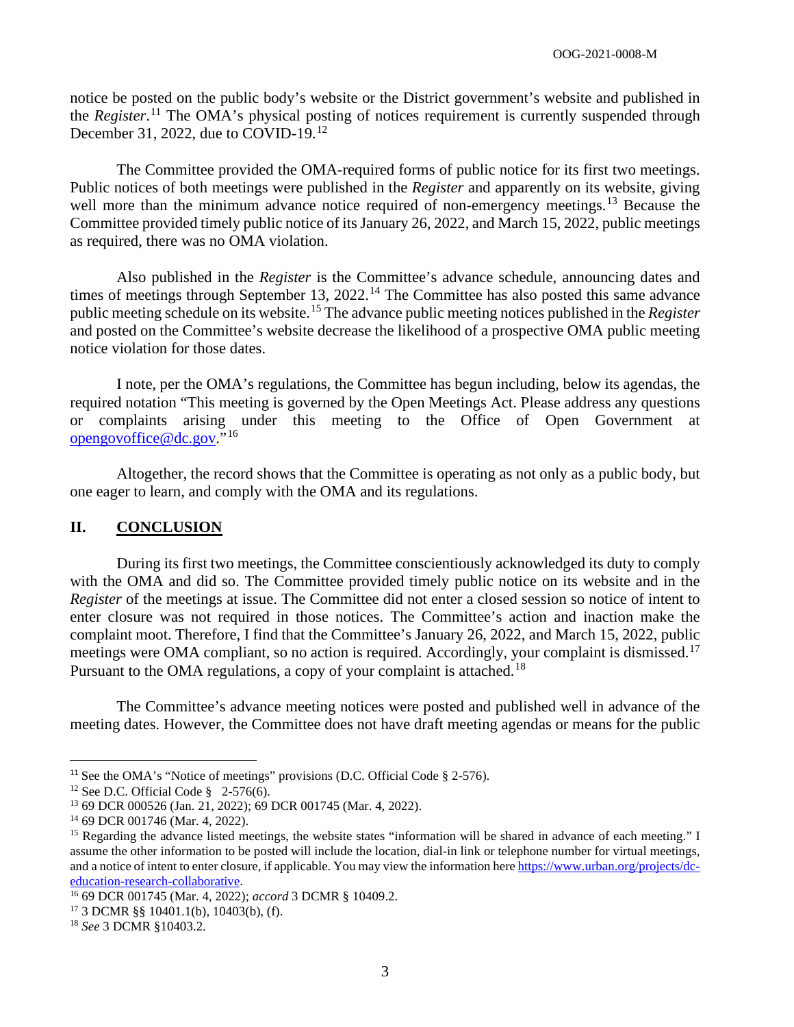notice be posted on the public body's website or the District government's website and published in the *Register*.[11] The OMA's physical posting of notices requirement is currently suspended through December 31, 2022, due to COVID-19.[12]

The Committee provided the OMA-required forms of public notice for its first two meetings. Public notices of both meetings were published in the *Register* and apparently on its website, giving well more than the minimum advance notice required of non-emergency meetings.[13] Because the Committee provided timely public notice of its January 26, 2022, and March 15, 2022, public meetings as required, there was no OMA violation.

Also published in the *Register* is the Committee's advance schedule, announcing dates and times of meetings through September 13, 2022.[14] The Committee has also posted this same advance public meeting schedule on its website.[15] The advance public meeting notices published in the *Register* and posted on the Committee's website decrease the likelihood of a prospective OMA public meeting notice violation for those dates.

I note, per the OMA's regulations, the Committee has begun including, below its agendas, the required notation "This meeting is governed by the Open Meetings Act. Please address any questions or complaints arising under this meeting to the Office of Open Government at opengovoffice@dc.gov."[16]

Altogether, the record shows that the Committee is operating as not only as a public body, but one eager to learn, and comply with the OMA and its regulations.

## II. CONCLUSION

During its first two meetings, the Committee conscientiously acknowledged its duty to comply with the OMA and did so. The Committee provided timely public notice on its website and in the *Register* of the meetings at issue. The Committee did not enter a closed session so notice of intent to enter closure was not required in those notices. The Committee's action and inaction make the complaint moot. Therefore, I find that the Committee's January 26, 2022, and March 15, 2022, public meetings were OMA compliant, so no action is required. Accordingly, your complaint is dismissed.[17] Pursuant to the OMA regulations, a copy of your complaint is attached.[18]

The Committee's advance meeting notices were posted and published well in advance of the meeting dates. However, the Committee does not have draft meeting agendas or means for the public

---

[11] See the OMA's "Notice of meetings" provisions (D.C. Official Code § 2-576).

[12] See D.C. Official Code § 2-576(6).

[13] 69 DCR 000526 (Jan. 21, 2022); 69 DCR 001745 (Mar. 4, 2022).

[14] 69 DCR 001746 (Mar. 4, 2022).

[15] Regarding the advance listed meetings, the website states "information will be shared in advance of each meeting." I assume the other information to be posted will include the location, dial-in link or telephone number for virtual meetings, and a notice of intent to enter closure, if applicable. You may view the information here https://www.urban.org/projects/dc-education-research-collaborative.

[16] 69 DCR 001745 (Mar. 4, 2022); *accord* 3 DCMR § 10409.2.

[17] 3 DCMR §§ 10401.1(b), 10403(b), (f).

[18] *See* 3 DCMR §10403.2.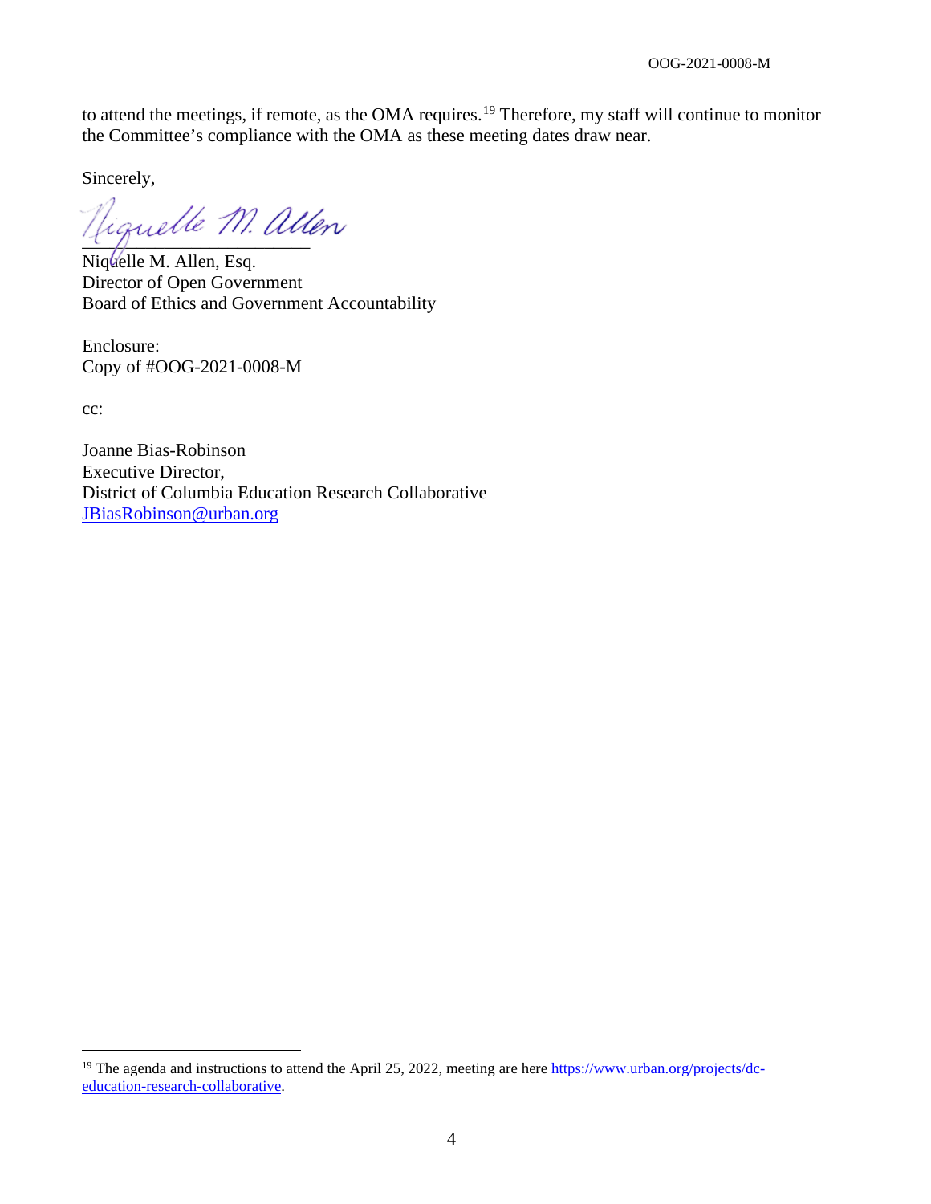to attend the meetings, if remote, as the OMA requires.[19] Therefore, my staff will continue to monitor the Committee's compliance with the OMA as these meeting dates draw near.

Sincerely,

Niquelle M. Allen, Esq.
Director of Open Government
Board of Ethics and Government Accountability

Enclosure:
Copy of #OOG-2021-0008-M

cc:

Joanne Bias-Robinson
Executive Director,
District of Columbia Education Research Collaborative
JBiasRobinson@urban.org

[19] The agenda and instructions to attend the April 25, 2022, meeting are here https://www.urban.org/projects/dc-education-research-collaborative.